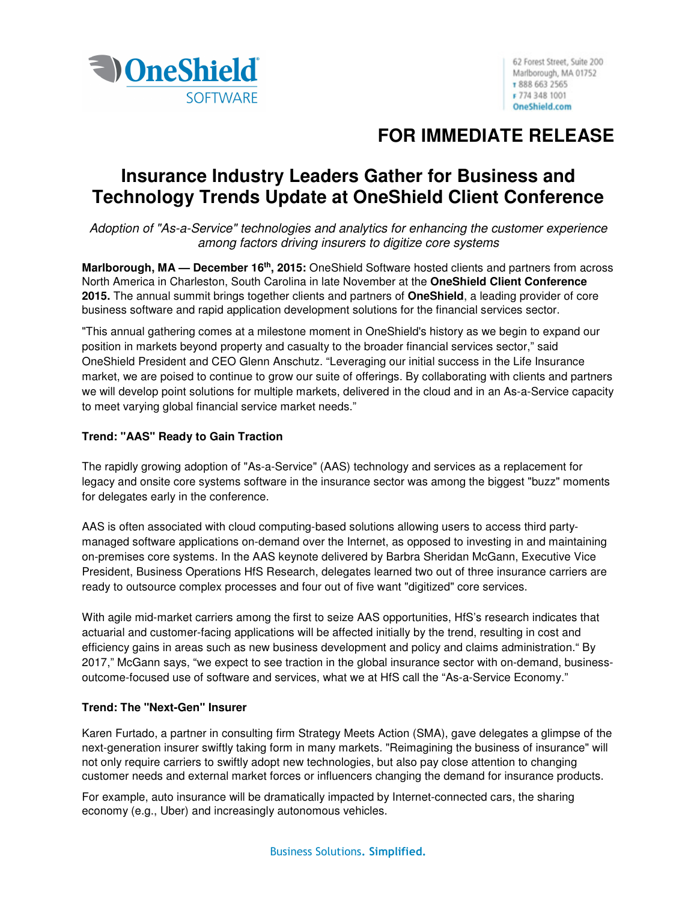62 Forest Street, Suite 200
Marlborough, MA 01752
T 888 663 2565
F 774 348 1001
OneShield.com

**FOR IMMEDIATE RELEASE**

# Insurance Industry Leaders Gather for Business and Technology Trends Update at OneShield Client Conference

*Adoption of "As-a-Service" technologies and analytics for enhancing the customer experience among factors driving insurers to digitize core systems*

**Marlborough, MA — December 16th, 2015:** OneShield Software hosted clients and partners from across North America in Charleston, South Carolina in late November at the **OneShield Client Conference 2015.** The annual summit brings together clients and partners of **OneShield**, a leading provider of core business software and rapid application development solutions for the financial services sector.

"This annual gathering comes at a milestone moment in OneShield's history as we begin to expand our position in markets beyond property and casualty to the broader financial services sector," said OneShield President and CEO Glenn Anschutz. "Leveraging our initial success in the Life Insurance market, we are poised to continue to grow our suite of offerings. By collaborating with clients and partners we will develop point solutions for multiple markets, delivered in the cloud and in an As-a-Service capacity to meet varying global financial service market needs."

**Trend: "AAS" Ready to Gain Traction**

The rapidly growing adoption of "As-a-Service" (AAS) technology and services as a replacement for legacy and onsite core systems software in the insurance sector was among the biggest "buzz" moments for delegates early in the conference.

AAS is often associated with cloud computing-based solutions allowing users to access third party-managed software applications on-demand over the Internet, as opposed to investing in and maintaining on-premises core systems. In the AAS keynote delivered by Barbra Sheridan McGann, Executive Vice President, Business Operations HfS Research, delegates learned two out of three insurance carriers are ready to outsource complex processes and four out of five want "digitized" core services.

With agile mid-market carriers among the first to seize AAS opportunities, HfS's research indicates that actuarial and customer-facing applications will be affected initially by the trend, resulting in cost and efficiency gains in areas such as new business development and policy and claims administration." By 2017," McGann says, "we expect to see traction in the global insurance sector with on-demand, business-outcome-focused use of software and services, what we at HfS call the "As-a-Service Economy."

**Trend: The "Next-Gen" Insurer**

Karen Furtado, a partner in consulting firm Strategy Meets Action (SMA), gave delegates a glimpse of the next-generation insurer swiftly taking form in many markets. "Reimagining the business of insurance" will not only require carriers to swiftly adopt new technologies, but also pay close attention to changing customer needs and external market forces or influencers changing the demand for insurance products.

For example, auto insurance will be dramatically impacted by Internet-connected cars, the sharing economy (e.g., Uber) and increasingly autonomous vehicles.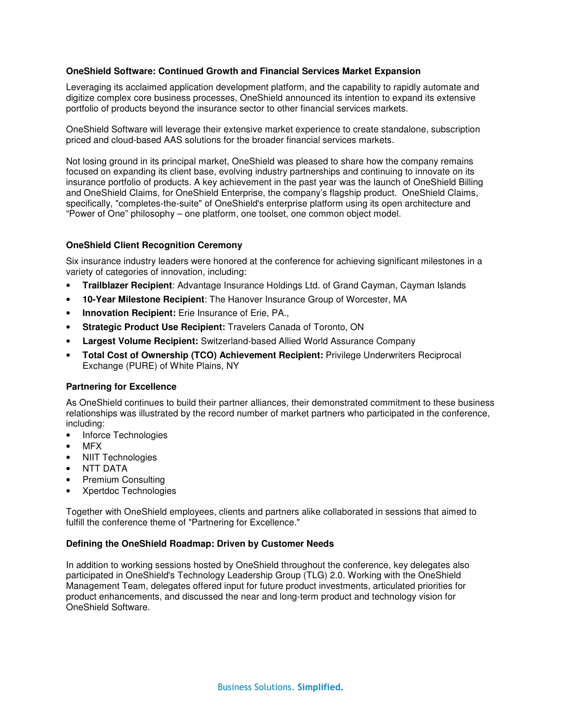### OneShield Software: Continued Growth and Financial Services Market Expansion

Leveraging its acclaimed application development platform, and the capability to rapidly automate and digitize complex core business processes, OneShield announced its intention to expand its extensive portfolio of products beyond the insurance sector to other financial services markets.

OneShield Software will leverage their extensive market experience to create standalone, subscription priced and cloud-based AAS solutions for the broader financial services markets.

Not losing ground in its principal market, OneShield was pleased to share how the company remains focused on expanding its client base, evolving industry partnerships and continuing to innovate on its insurance portfolio of products. A key achievement in the past year was the launch of OneShield Billing and OneShield Claims, for OneShield Enterprise, the company's flagship product. OneShield Claims, specifically, "completes-the-suite" of OneShield's enterprise platform using its open architecture and "Power of One" philosophy – one platform, one toolset, one common object model.

### OneShield Client Recognition Ceremony

Six insurance industry leaders were honored at the conference for achieving significant milestones in a variety of categories of innovation, including:

- **Trailblazer Recipient**: Advantage Insurance Holdings Ltd. of Grand Cayman, Cayman Islands
- **10-Year Milestone Recipient**: The Hanover Insurance Group of Worcester, MA
- **Innovation Recipient:** Erie Insurance of Erie, PA.,
- **Strategic Product Use Recipient:** Travelers Canada of Toronto, ON
- **Largest Volume Recipient:** Switzerland-based Allied World Assurance Company
- **Total Cost of Ownership (TCO) Achievement Recipient:** Privilege Underwriters Reciprocal Exchange (PURE) of White Plains, NY

### Partnering for Excellence

As OneShield continues to build their partner alliances, their demonstrated commitment to these business relationships was illustrated by the record number of market partners who participated in the conference, including:

- Inforce Technologies
- MFX
- NIIT Technologies
- NTT DATA
- Premium Consulting
- Xpertdoc Technologies

Together with OneShield employees, clients and partners alike collaborated in sessions that aimed to fulfill the conference theme of "Partnering for Excellence."

### Defining the OneShield Roadmap: Driven by Customer Needs

In addition to working sessions hosted by OneShield throughout the conference, key delegates also participated in OneShield's Technology Leadership Group (TLG) 2.0. Working with the OneShield Management Team, delegates offered input for future product investments, articulated priorities for product enhancements, and discussed the near and long-term product and technology vision for OneShield Software.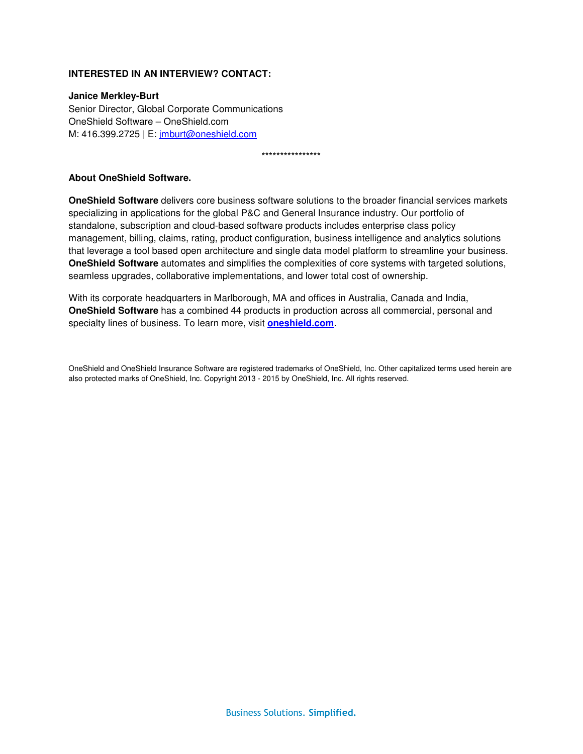**INTERESTED IN AN INTERVIEW? CONTACT:**

**Janice Merkley-Burt**
Senior Director, Global Corporate Communications
OneShield Software – OneShield.com
M: 416.399.2725 | E: jmburt@oneshield.com

****************

**About OneShield Software.**

**OneShield Software** delivers core business software solutions to the broader financial services markets specializing in applications for the global P&C and General Insurance industry. Our portfolio of standalone, subscription and cloud-based software products includes enterprise class policy management, billing, claims, rating, product configuration, business intelligence and analytics solutions that leverage a tool based open architecture and single data model platform to streamline your business. **OneShield Software** automates and simplifies the complexities of core systems with targeted solutions, seamless upgrades, collaborative implementations, and lower total cost of ownership.

With its corporate headquarters in Marlborough, MA and offices in Australia, Canada and India, **OneShield Software** has a combined 44 products in production across all commercial, personal and specialty lines of business. To learn more, visit **oneshield.com**.

OneShield and OneShield Insurance Software are registered trademarks of OneShield, Inc. Other capitalized terms used herein are also protected marks of OneShield, Inc. Copyright 2013 - 2015 by OneShield, Inc. All rights reserved.

Business Solutions. **Simplified.**